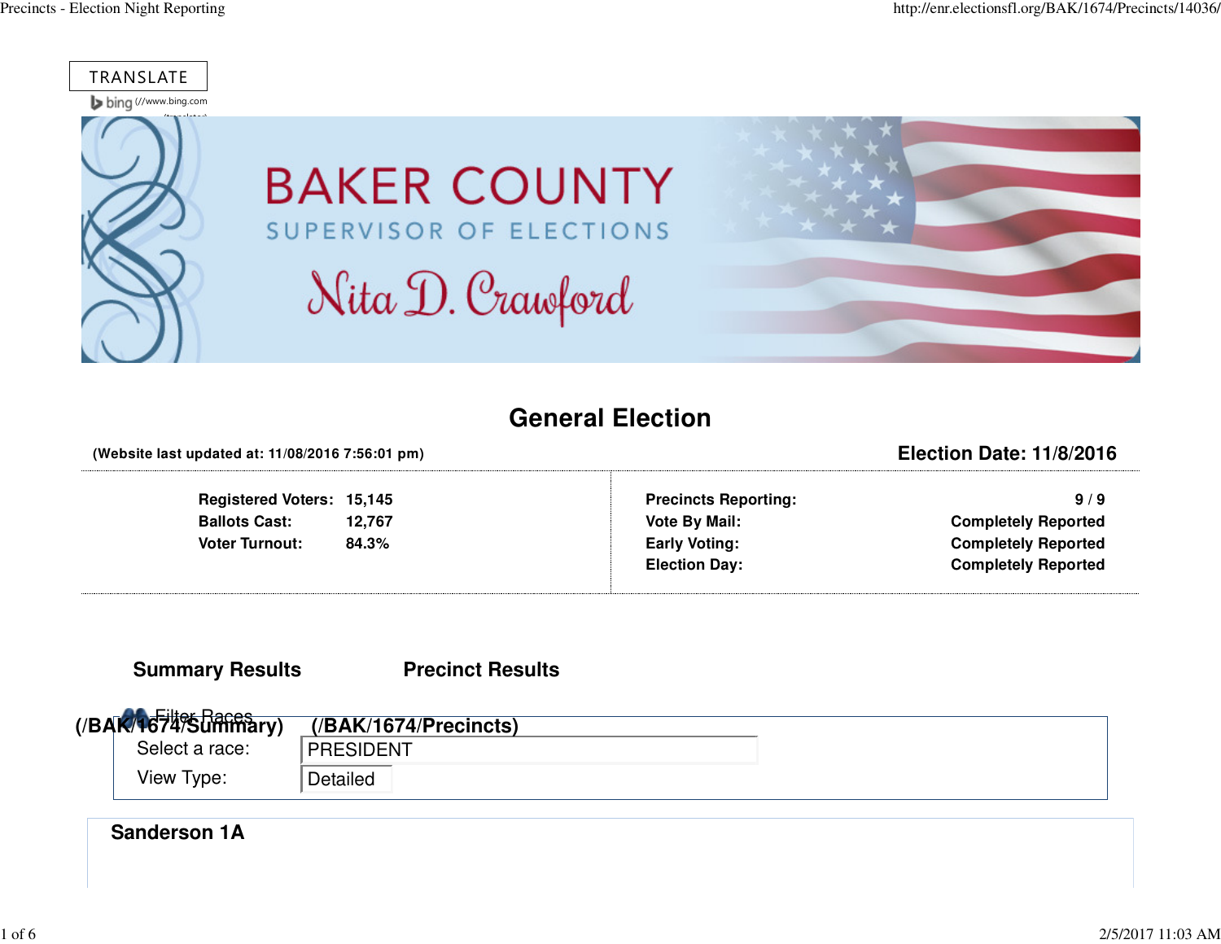TRANSLATE

bing (//www.bing.com

BAKER COUNTY

SUPERVISOR OF ELECTIONS

Nita D. Crawford

# General Election

**(Website last updated at: 11/08/2016 7:56:01 pm)**

**Election Date: 11/8/2016**

| | |
|---|---|
| **Registered Voters:** | **15,145** |
| **Ballots Cast:** | **12,767** |
| **Voter Turnout:** | **84.3%** |

| | |
|---|---|
| **Precincts Reporting:** | **9 / 9** |
| **Vote By Mail:** | **Completely Reported** |
| **Early Voting:** | **Completely Reported** |
| **Election Day:** | **Completely Reported** |

**Summary Results (/BAK/1674/Summary)**

**Precinct Results (/BAK/1674/Precincts)**

Filter Races

Select a race: PRESIDENT

View Type: Detailed

## Sanderson 1A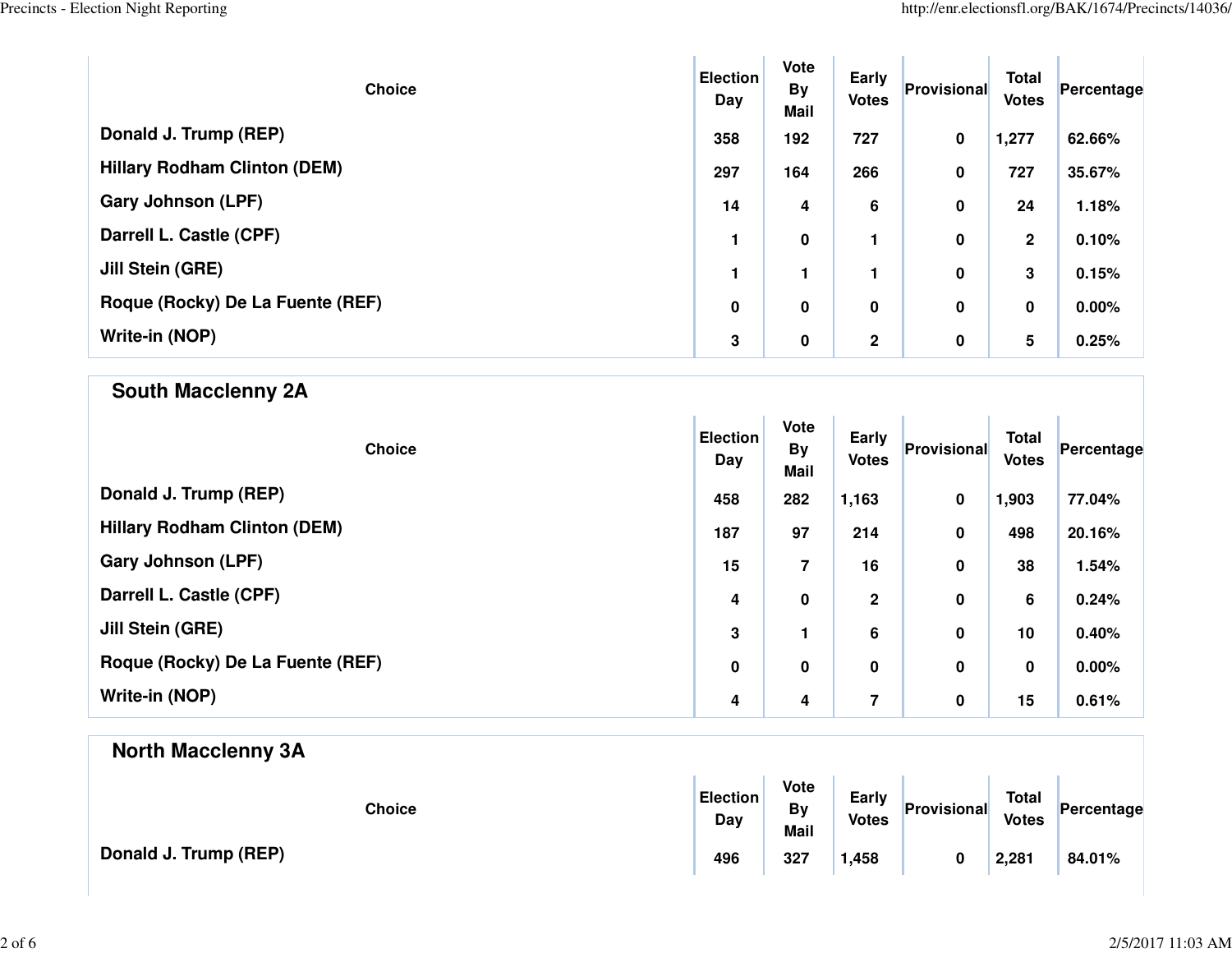| Choice | Election Day | Vote By Mail | Early Votes | Provisional | Total Votes | Percentage |
|---|---|---|---|---|---|---|
| Donald J. Trump (REP) | 358 | 192 | 727 | 0 | 1,277 | 62.66% |
| Hillary Rodham Clinton (DEM) | 297 | 164 | 266 | 0 | 727 | 35.67% |
| Gary Johnson (LPF) | 14 | 4 | 6 | 0 | 24 | 1.18% |
| Darrell L. Castle (CPF) | 1 | 0 | 1 | 0 | 2 | 0.10% |
| Jill Stein (GRE) | 1 | 1 | 1 | 0 | 3 | 0.15% |
| Roque (Rocky) De La Fuente (REF) | 0 | 0 | 0 | 0 | 0 | 0.00% |
| Write-in (NOP) | 3 | 0 | 2 | 0 | 5 | 0.25% |

## South Macclenny 2A

| Choice | Election Day | Vote By Mail | Early Votes | Provisional | Total Votes | Percentage |
|---|---|---|---|---|---|---|
| Donald J. Trump (REP) | 458 | 282 | 1,163 | 0 | 1,903 | 77.04% |
| Hillary Rodham Clinton (DEM) | 187 | 97 | 214 | 0 | 498 | 20.16% |
| Gary Johnson (LPF) | 15 | 7 | 16 | 0 | 38 | 1.54% |
| Darrell L. Castle (CPF) | 4 | 0 | 2 | 0 | 6 | 0.24% |
| Jill Stein (GRE) | 3 | 1 | 6 | 0 | 10 | 0.40% |
| Roque (Rocky) De La Fuente (REF) | 0 | 0 | 0 | 0 | 0 | 0.00% |
| Write-in (NOP) | 4 | 4 | 7 | 0 | 15 | 0.61% |

## North Macclenny 3A

| Choice | Election Day | Vote By Mail | Early Votes | Provisional | Total Votes | Percentage |
|---|---|---|---|---|---|---|
| Donald J. Trump (REP) | 496 | 327 | 1,458 | 0 | 2,281 | 84.01% |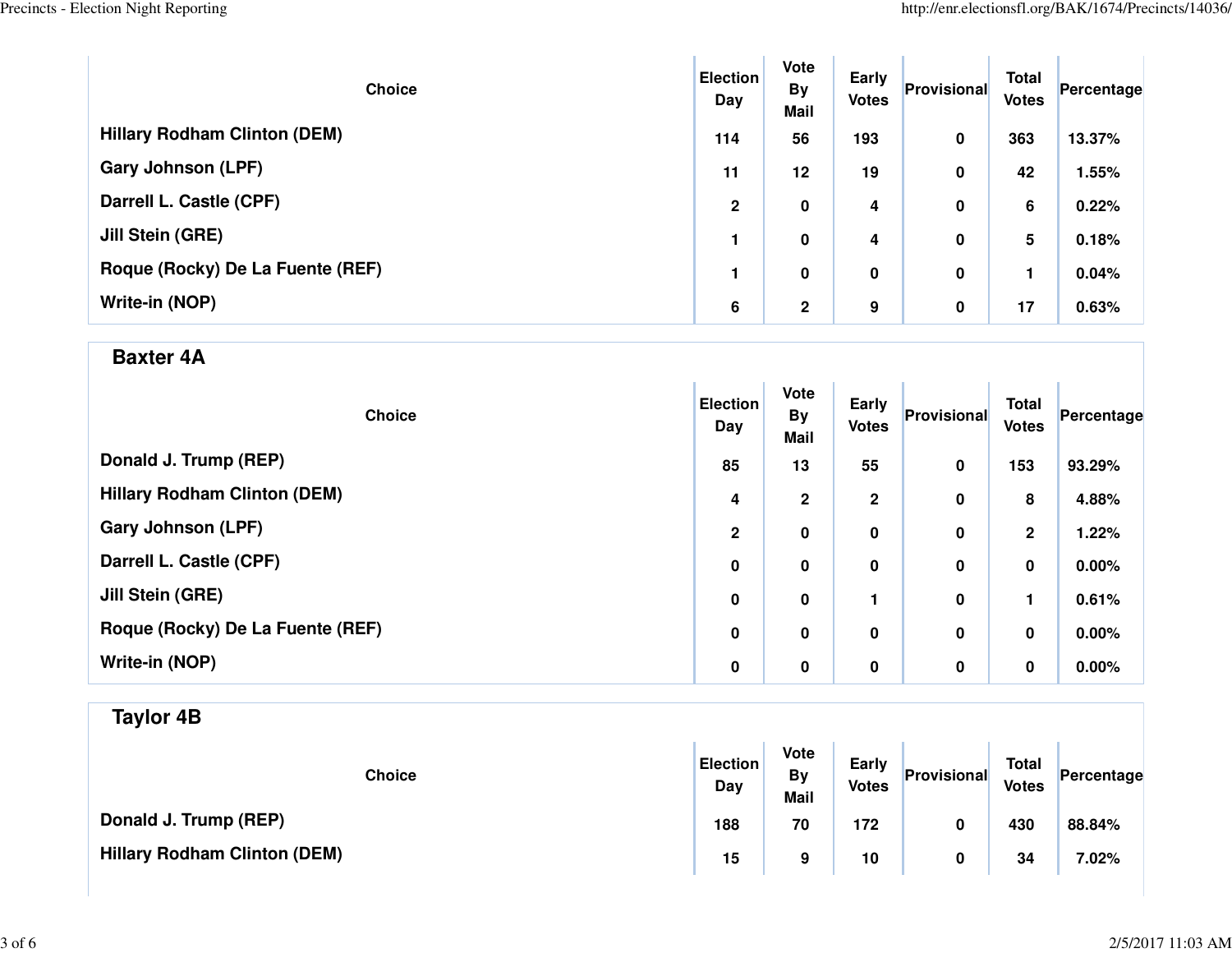| Choice | Election Day | Vote By Mail | Early Votes | Provisional | Total Votes | Percentage |
|---|---|---|---|---|---|---|
| Hillary Rodham Clinton (DEM) | 114 | 56 | 193 | 0 | 363 | 13.37% |
| Gary Johnson (LPF) | 11 | 12 | 19 | 0 | 42 | 1.55% |
| Darrell L. Castle (CPF) | 2 | 0 | 4 | 0 | 6 | 0.22% |
| Jill Stein (GRE) | 1 | 0 | 4 | 0 | 5 | 0.18% |
| Roque (Rocky) De La Fuente (REF) | 1 | 0 | 0 | 0 | 1 | 0.04% |
| Write-in (NOP) | 6 | 2 | 9 | 0 | 17 | 0.63% |

## Baxter 4A

| Choice | Election Day | Vote By Mail | Early Votes | Provisional | Total Votes | Percentage |
|---|---|---|---|---|---|---|
| Donald J. Trump (REP) | 85 | 13 | 55 | 0 | 153 | 93.29% |
| Hillary Rodham Clinton (DEM) | 4 | 2 | 2 | 0 | 8 | 4.88% |
| Gary Johnson (LPF) | 2 | 0 | 0 | 0 | 2 | 1.22% |
| Darrell L. Castle (CPF) | 0 | 0 | 0 | 0 | 0 | 0.00% |
| Jill Stein (GRE) | 0 | 0 | 1 | 0 | 1 | 0.61% |
| Roque (Rocky) De La Fuente (REF) | 0 | 0 | 0 | 0 | 0 | 0.00% |
| Write-in (NOP) | 0 | 0 | 0 | 0 | 0 | 0.00% |

## Taylor 4B

| Choice | Election Day | Vote By Mail | Early Votes | Provisional | Total Votes | Percentage |
|---|---|---|---|---|---|---|
| Donald J. Trump (REP) | 188 | 70 | 172 | 0 | 430 | 88.84% |
| Hillary Rodham Clinton (DEM) | 15 | 9 | 10 | 0 | 34 | 7.02% |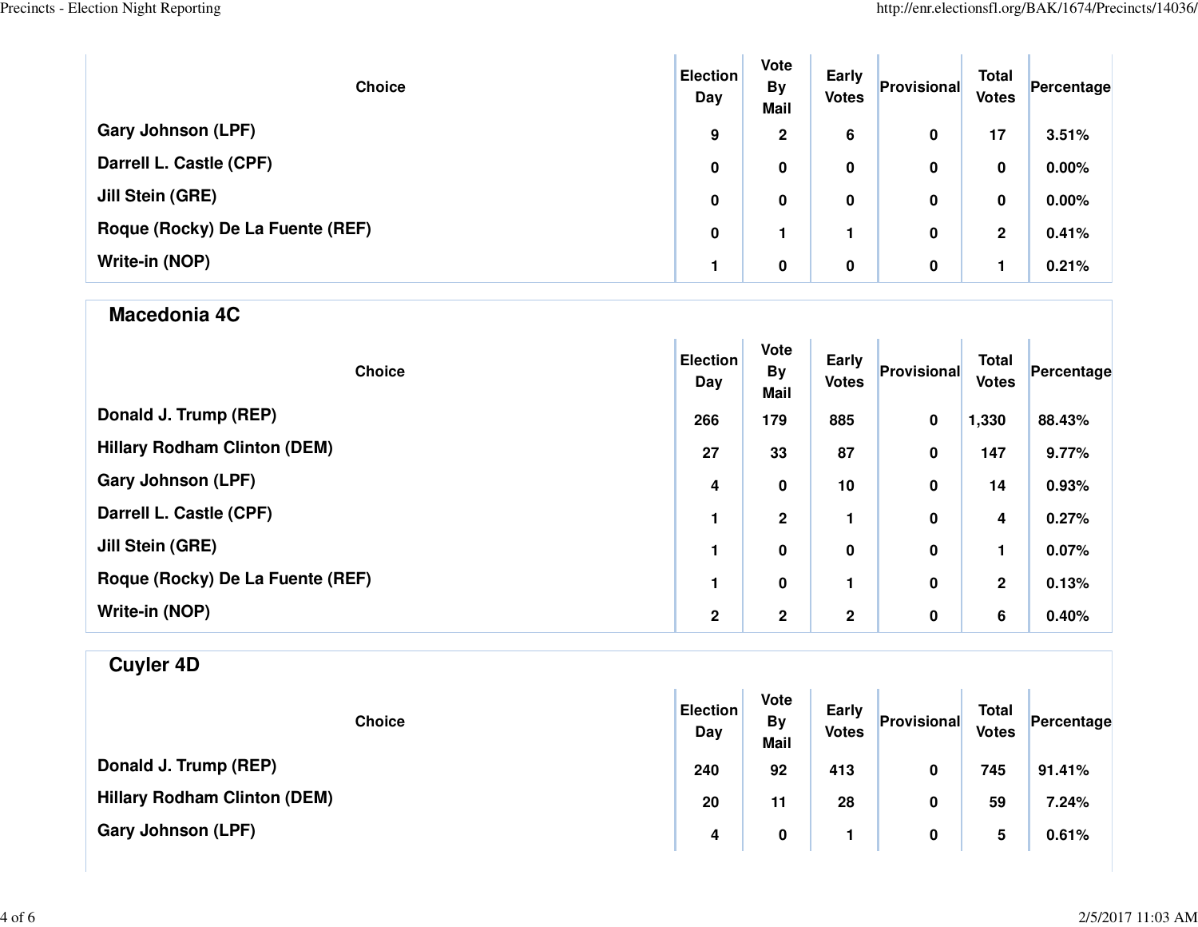| Choice | Election Day | Vote By Mail | Early Votes | Provisional | Total Votes | Percentage |
|---|---|---|---|---|---|---|
| Gary Johnson (LPF) | 9 | 2 | 6 | 0 | 17 | 3.51% |
| Darrell L. Castle (CPF) | 0 | 0 | 0 | 0 | 0 | 0.00% |
| Jill Stein (GRE) | 0 | 0 | 0 | 0 | 0 | 0.00% |
| Roque (Rocky) De La Fuente (REF) | 0 | 1 | 1 | 0 | 2 | 0.41% |
| Write-in (NOP) | 1 | 0 | 0 | 0 | 1 | 0.21% |

## Macedonia 4C

| Choice | Election Day | Vote By Mail | Early Votes | Provisional | Total Votes | Percentage |
|---|---|---|---|---|---|---|
| Donald J. Trump (REP) | 266 | 179 | 885 | 0 | 1,330 | 88.43% |
| Hillary Rodham Clinton (DEM) | 27 | 33 | 87 | 0 | 147 | 9.77% |
| Gary Johnson (LPF) | 4 | 0 | 10 | 0 | 14 | 0.93% |
| Darrell L. Castle (CPF) | 1 | 2 | 1 | 0 | 4 | 0.27% |
| Jill Stein (GRE) | 1 | 0 | 0 | 0 | 1 | 0.07% |
| Roque (Rocky) De La Fuente (REF) | 1 | 0 | 1 | 0 | 2 | 0.13% |
| Write-in (NOP) | 2 | 2 | 2 | 0 | 6 | 0.40% |

## Cuyler 4D

| Choice | Election Day | Vote By Mail | Early Votes | Provisional | Total Votes | Percentage |
|---|---|---|---|---|---|---|
| Donald J. Trump (REP) | 240 | 92 | 413 | 0 | 745 | 91.41% |
| Hillary Rodham Clinton (DEM) | 20 | 11 | 28 | 0 | 59 | 7.24% |
| Gary Johnson (LPF) | 4 | 0 | 1 | 0 | 5 | 0.61% |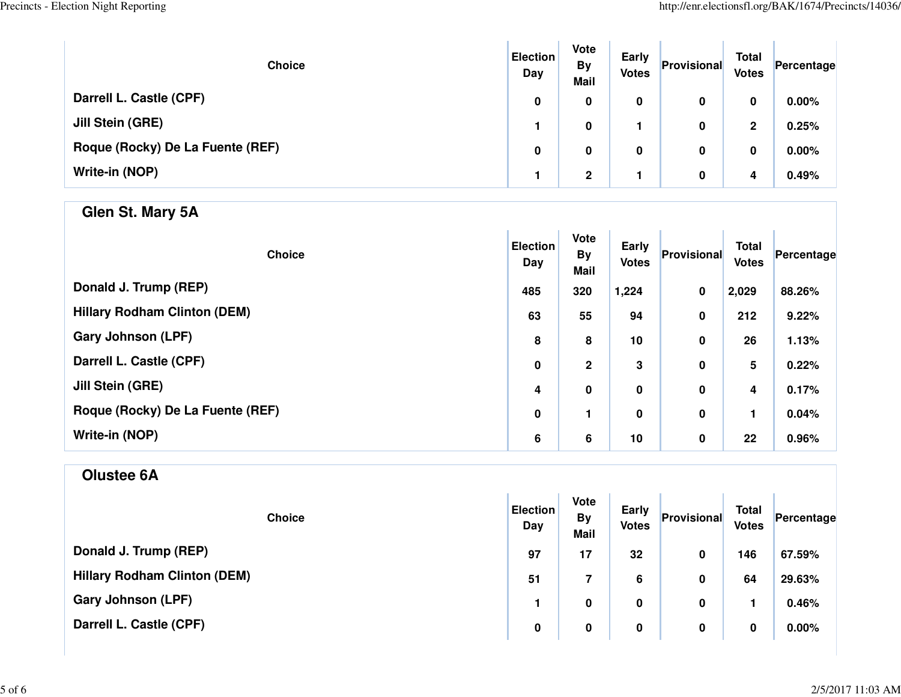| Choice | Election Day | Vote By Mail | Early Votes | Provisional | Total Votes | Percentage |
|---|---|---|---|---|---|---|
| Darrell L. Castle (CPF) | 0 | 0 | 0 | 0 | 0 | 0.00% |
| Jill Stein (GRE) | 1 | 0 | 1 | 0 | 2 | 0.25% |
| Roque (Rocky) De La Fuente (REF) | 0 | 0 | 0 | 0 | 0 | 0.00% |
| Write-in (NOP) | 1 | 2 | 1 | 0 | 4 | 0.49% |

## Glen St. Mary 5A

| Choice | Election Day | Vote By Mail | Early Votes | Provisional | Total Votes | Percentage |
|---|---|---|---|---|---|---|
| Donald J. Trump (REP) | 485 | 320 | 1,224 | 0 | 2,029 | 88.26% |
| Hillary Rodham Clinton (DEM) | 63 | 55 | 94 | 0 | 212 | 9.22% |
| Gary Johnson (LPF) | 8 | 8 | 10 | 0 | 26 | 1.13% |
| Darrell L. Castle (CPF) | 0 | 2 | 3 | 0 | 5 | 0.22% |
| Jill Stein (GRE) | 4 | 0 | 0 | 0 | 4 | 0.17% |
| Roque (Rocky) De La Fuente (REF) | 0 | 1 | 0 | 0 | 1 | 0.04% |
| Write-in (NOP) | 6 | 6 | 10 | 0 | 22 | 0.96% |

## Olustee 6A

| Choice | Election Day | Vote By Mail | Early Votes | Provisional | Total Votes | Percentage |
|---|---|---|---|---|---|---|
| Donald J. Trump (REP) | 97 | 17 | 32 | 0 | 146 | 67.59% |
| Hillary Rodham Clinton (DEM) | 51 | 7 | 6 | 0 | 64 | 29.63% |
| Gary Johnson (LPF) | 1 | 0 | 0 | 0 | 1 | 0.46% |
| Darrell L. Castle (CPF) | 0 | 0 | 0 | 0 | 0 | 0.00% |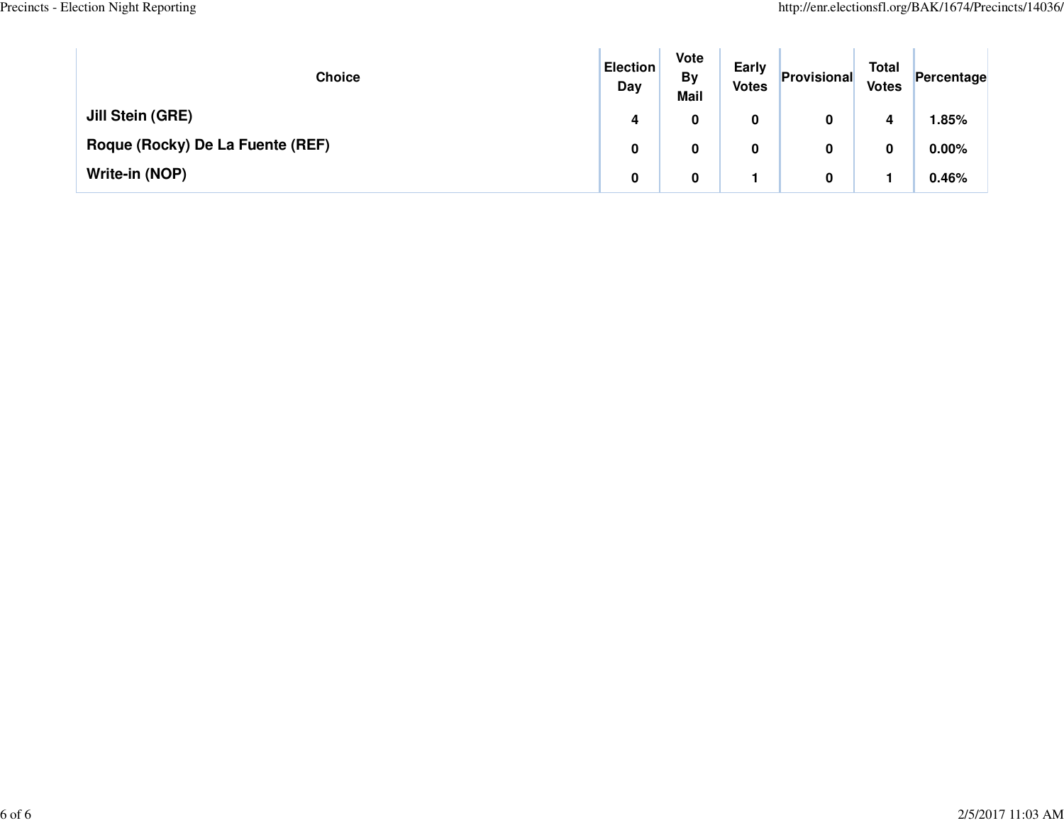| Choice | Election Day | Vote By Mail | Early Votes | Provisional | Total Votes | Percentage |
|---|---|---|---|---|---|---|
| **Jill Stein (GRE)** | 4 | 0 | 0 | 0 | 4 | 1.85% |
| **Roque (Rocky) De La Fuente (REF)** | 0 | 0 | 0 | 0 | 0 | 0.00% |
| **Write-in (NOP)** | 0 | 0 | 1 | 0 | 1 | 0.46% |